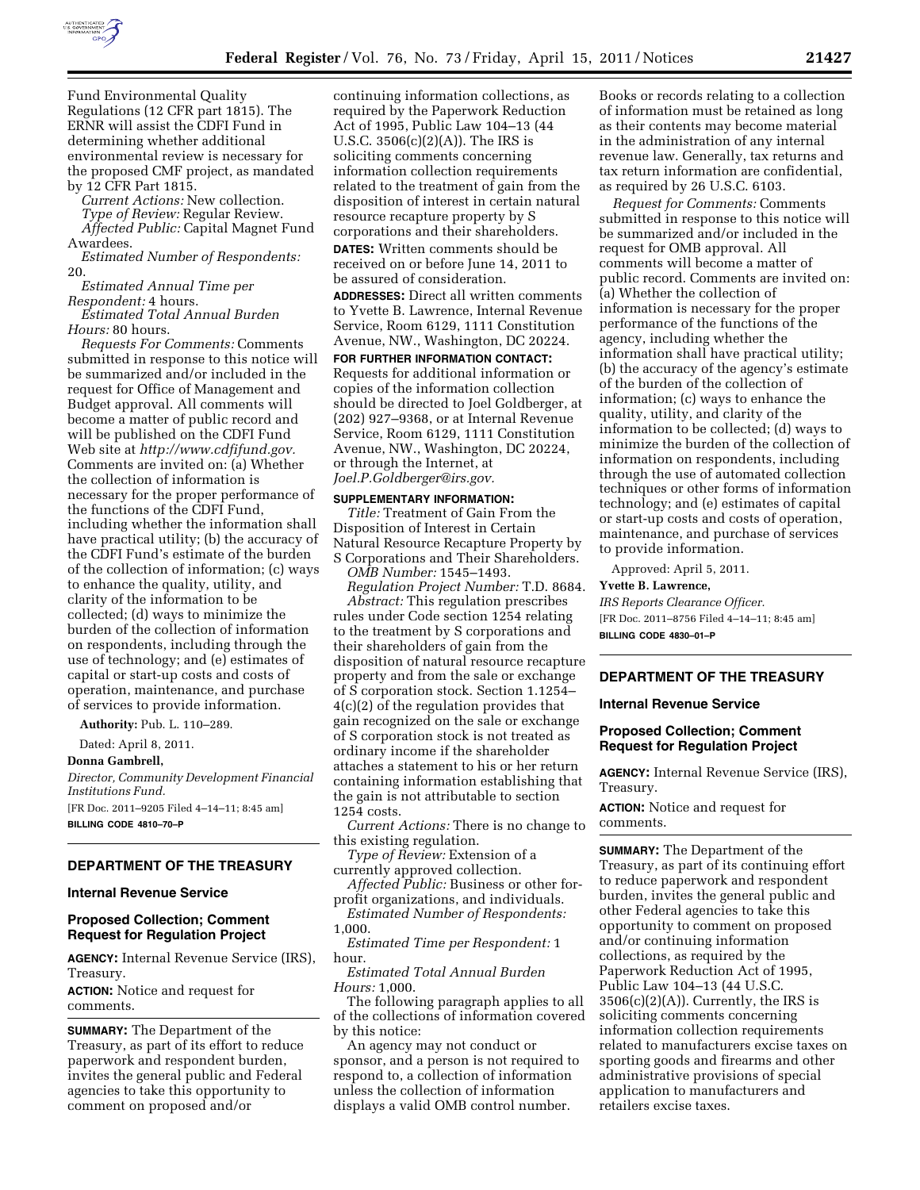Fund Environmental Quality Regulations (12 CFR part 1815). The ERNR will assist the CDFI Fund in determining whether additional environmental review is necessary for the proposed CMF project, as mandated by 12 CFR Part 1815.

*Current Actions:* New collection.

*Type of Review:* Regular Review.

*Affected Public:* Capital Magnet Fund Awardees.

*Estimated Number of Respondents:* 20.

*Estimated Annual Time per Respondent:* 4 hours.

*Estimated Total Annual Burden Hours:* 80 hours.

*Requests For Comments:* Comments submitted in response to this notice will be summarized and/or included in the request for Office of Management and Budget approval. All comments will become a matter of public record and will be published on the CDFI Fund Web site at *http://www.cdfifund.gov.* Comments are invited on: (a) Whether the collection of information is necessary for the proper performance of the functions of the CDFI Fund, including whether the information shall have practical utility; (b) the accuracy of the CDFI Fund's estimate of the burden of the collection of information; (c) ways to enhance the quality, utility, and clarity of the information to be collected; (d) ways to minimize the burden of the collection of information on respondents, including through the use of technology; and (e) estimates of capital or start-up costs and costs of operation, maintenance, and purchase of services to provide information.

**Authority:** Pub. L. 110–289.

Dated: April 8, 2011.

**Donna Gambrell,**

*Director, Community Development Financial Institutions Fund.*

[FR Doc. 2011–9205 Filed 4–14–11; 8:45 am]

**BILLING CODE 4810–70–P**

## DEPARTMENT OF THE TREASURY

### Internal Revenue Service

### Proposed Collection; Comment Request for Regulation Project

**AGENCY:** Internal Revenue Service (IRS), Treasury.

**ACTION:** Notice and request for comments.

**SUMMARY:** The Department of the Treasury, as part of its effort to reduce paperwork and respondent burden, invites the general public and Federal agencies to take this opportunity to comment on proposed and/or continuing information collections, as required by the Paperwork Reduction Act of 1995, Public Law 104–13 (44 U.S.C. 3506(c)(2)(A)). The IRS is soliciting comments concerning information collection requirements related to the treatment of gain from the disposition of interest in certain natural resource recapture property by S corporations and their shareholders.

**DATES:** Written comments should be received on or before June 14, 2011 to be assured of consideration.

**ADDRESSES:** Direct all written comments to Yvette B. Lawrence, Internal Revenue Service, Room 6129, 1111 Constitution Avenue, NW., Washington, DC 20224.

**FOR FURTHER INFORMATION CONTACT:** Requests for additional information or copies of the information collection should be directed to Joel Goldberger, at (202) 927–9368, or at Internal Revenue Service, Room 6129, 1111 Constitution Avenue, NW., Washington, DC 20224, or through the Internet, at *Joel.P.Goldberger@irs.gov.*

**SUPPLEMENTARY INFORMATION:**

*Title:* Treatment of Gain From the Disposition of Interest in Certain Natural Resource Recapture Property by S Corporations and Their Shareholders.

*OMB Number:* 1545–1493.

*Regulation Project Number:* T.D. 8684.

*Abstract:* This regulation prescribes rules under Code section 1254 relating to the treatment by S corporations and their shareholders of gain from the disposition of natural resource recapture property and from the sale or exchange of S corporation stock. Section 1.1254–4(c)(2) of the regulation provides that gain recognized on the sale or exchange of S corporation stock is not treated as ordinary income if the shareholder attaches a statement to his or her return containing information establishing that the gain is not attributable to section 1254 costs.

*Current Actions:* There is no change to this existing regulation.

*Type of Review:* Extension of a currently approved collection.

*Affected Public:* Business or other for-profit organizations, and individuals.

*Estimated Number of Respondents:* 1,000.

*Estimated Time per Respondent:* 1 hour.

*Estimated Total Annual Burden Hours:* 1,000.

The following paragraph applies to all of the collections of information covered by this notice:

An agency may not conduct or sponsor, and a person is not required to respond to, a collection of information unless the collection of information displays a valid OMB control number.

Books or records relating to a collection of information must be retained as long as their contents may become material in the administration of any internal revenue law. Generally, tax returns and tax return information are confidential, as required by 26 U.S.C. 6103.

*Request for Comments:* Comments submitted in response to this notice will be summarized and/or included in the request for OMB approval. All comments will become a matter of public record. Comments are invited on: (a) Whether the collection of information is necessary for the proper performance of the functions of the agency, including whether the information shall have practical utility; (b) the accuracy of the agency's estimate of the burden of the collection of information; (c) ways to enhance the quality, utility, and clarity of the information to be collected; (d) ways to minimize the burden of the collection of information on respondents, including through the use of automated collection techniques or other forms of information technology; and (e) estimates of capital or start-up costs and costs of operation, maintenance, and purchase of services to provide information.

Approved: April 5, 2011.

**Yvette B. Lawrence,**

*IRS Reports Clearance Officer.*

[FR Doc. 2011–8756 Filed 4–14–11; 8:45 am]

**BILLING CODE 4830–01–P**

## DEPARTMENT OF THE TREASURY

### Internal Revenue Service

### Proposed Collection; Comment Request for Regulation Project

**AGENCY:** Internal Revenue Service (IRS), Treasury.

**ACTION:** Notice and request for comments.

**SUMMARY:** The Department of the Treasury, as part of its continuing effort to reduce paperwork and respondent burden, invites the general public and other Federal agencies to take this opportunity to comment on proposed and/or continuing information collections, as required by the Paperwork Reduction Act of 1995, Public Law 104–13 (44 U.S.C. 3506(c)(2)(A)). Currently, the IRS is soliciting comments concerning information collection requirements related to manufacturers excise taxes on sporting goods and firearms and other administrative provisions of special application to manufacturers and retailers excise taxes.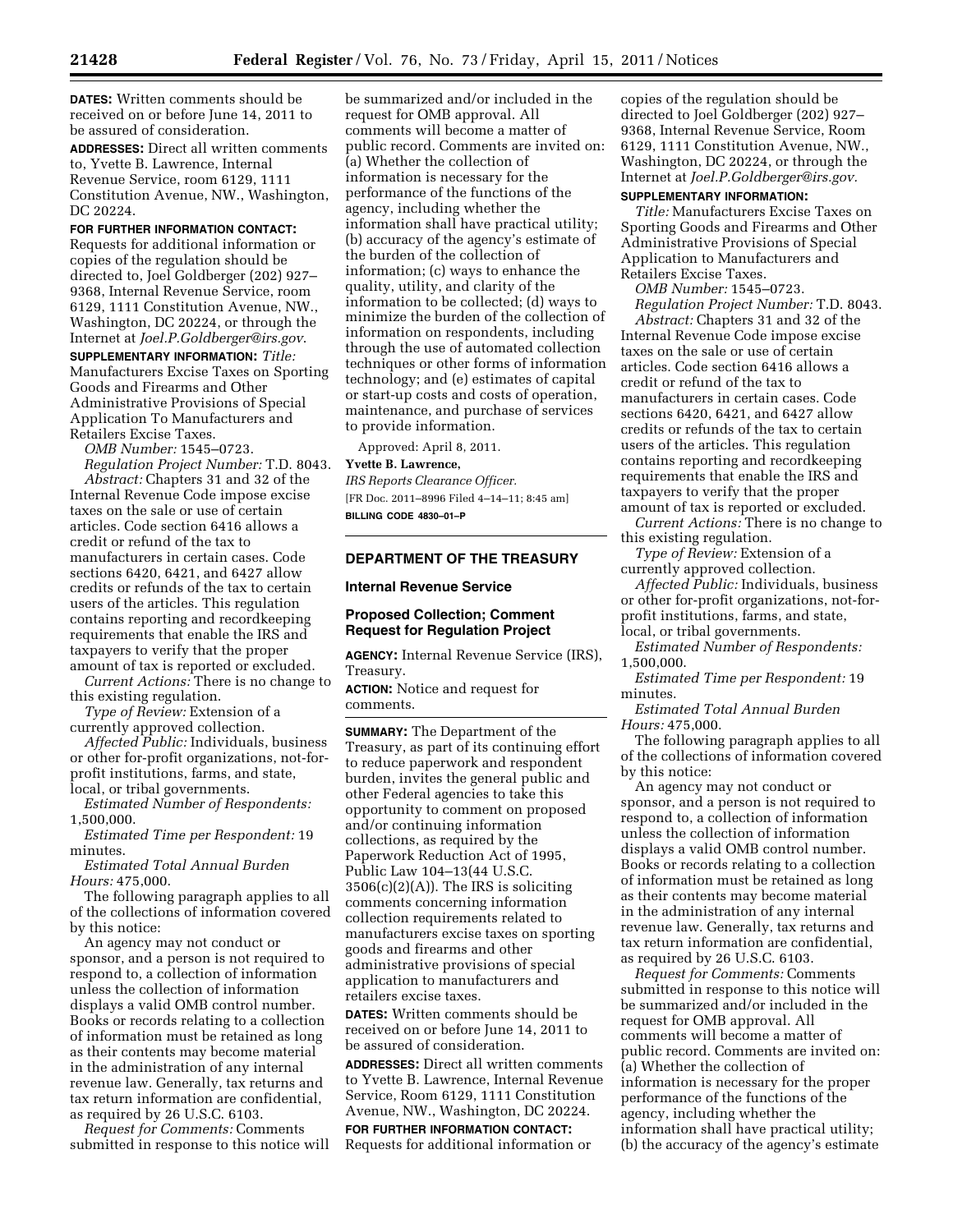**DATES:** Written comments should be received on or before June 14, 2011 to be assured of consideration.

**ADDRESSES:** Direct all written comments to, Yvette B. Lawrence, Internal Revenue Service, room 6129, 1111 Constitution Avenue, NW., Washington, DC 20224.

**FOR FURTHER INFORMATION CONTACT:** Requests for additional information or copies of the regulation should be directed to, Joel Goldberger (202) 927–9368, Internal Revenue Service, room 6129, 1111 Constitution Avenue, NW., Washington, DC 20224, or through the Internet at *Joel.P.Goldberger@irs.gov*.

**SUPPLEMENTARY INFORMATION:** *Title:* Manufacturers Excise Taxes on Sporting Goods and Firearms and Other Administrative Provisions of Special Application To Manufacturers and Retailers Excise Taxes.

*OMB Number:* 1545–0723.

*Regulation Project Number:* T.D. 8043.

*Abstract:* Chapters 31 and 32 of the Internal Revenue Code impose excise taxes on the sale or use of certain articles. Code section 6416 allows a credit or refund of the tax to manufacturers in certain cases. Code sections 6420, 6421, and 6427 allow credits or refunds of the tax to certain users of the articles. This regulation contains reporting and recordkeeping requirements that enable the IRS and taxpayers to verify that the proper amount of tax is reported or excluded.

*Current Actions:* There is no change to this existing regulation.

*Type of Review:* Extension of a currently approved collection.

*Affected Public:* Individuals, business or other for-profit organizations, not-for-profit institutions, farms, and state, local, or tribal governments.

*Estimated Number of Respondents:* 1,500,000.

*Estimated Time per Respondent:* 19 minutes.

*Estimated Total Annual Burden Hours:* 475,000.

The following paragraph applies to all of the collections of information covered by this notice:

An agency may not conduct or sponsor, and a person is not required to respond to, a collection of information unless the collection of information displays a valid OMB control number. Books or records relating to a collection of information must be retained as long as their contents may become material in the administration of any internal revenue law. Generally, tax returns and tax return information are confidential, as required by 26 U.S.C. 6103.

*Request for Comments:* Comments submitted in response to this notice will be summarized and/or included in the request for OMB approval. All comments will become a matter of public record. Comments are invited on: (a) Whether the collection of information is necessary for the performance of the functions of the agency, including whether the information shall have practical utility; (b) accuracy of the agency's estimate of the burden of the collection of information; (c) ways to enhance the quality, utility, and clarity of the information to be collected; (d) ways to minimize the burden of the collection of information on respondents, including through the use of automated collection techniques or other forms of information technology; and (e) estimates of capital or start-up costs and costs of operation, maintenance, and purchase of services to provide information.

Approved: April 8, 2011.

**Yvette B. Lawrence,**

*IRS Reports Clearance Officer.*

[FR Doc. 2011–8996 Filed 4–14–11; 8:45 am]

**BILLING CODE 4830–01–P**

---

## DEPARTMENT OF THE TREASURY

### Internal Revenue Service

### Proposed Collection; Comment Request for Regulation Project

**AGENCY:** Internal Revenue Service (IRS), Treasury.

**ACTION:** Notice and request for comments.

**SUMMARY:** The Department of the Treasury, as part of its continuing effort to reduce paperwork and respondent burden, invites the general public and other Federal agencies to take this opportunity to comment on proposed and/or continuing information collections, as required by the Paperwork Reduction Act of 1995, Public Law 104–13(44 U.S.C. 3506(c)(2)(A)). The IRS is soliciting comments concerning information collection requirements related to manufacturers excise taxes on sporting goods and firearms and other administrative provisions of special application to manufacturers and retailers excise taxes.

**DATES:** Written comments should be received on or before June 14, 2011 to be assured of consideration.

**ADDRESSES:** Direct all written comments to Yvette B. Lawrence, Internal Revenue Service, Room 6129, 1111 Constitution Avenue, NW., Washington, DC 20224.

**FOR FURTHER INFORMATION CONTACT:** Requests for additional information or copies of the regulation should be directed to Joel Goldberger (202) 927–9368, Internal Revenue Service, Room 6129, 1111 Constitution Avenue, NW., Washington, DC 20224, or through the Internet at *Joel.P.Goldberger@irs.gov.*

**SUPPLEMENTARY INFORMATION:**

*Title:* Manufacturers Excise Taxes on Sporting Goods and Firearms and Other Administrative Provisions of Special Application to Manufacturers and Retailers Excise Taxes.

*OMB Number:* 1545–0723.

*Regulation Project Number:* T.D. 8043.

*Abstract:* Chapters 31 and 32 of the Internal Revenue Code impose excise taxes on the sale or use of certain articles. Code section 6416 allows a credit or refund of the tax to manufacturers in certain cases. Code sections 6420, 6421, and 6427 allow credits or refunds of the tax to certain users of the articles. This regulation contains reporting and recordkeeping requirements that enable the IRS and taxpayers to verify that the proper amount of tax is reported or excluded.

*Current Actions:* There is no change to this existing regulation.

*Type of Review:* Extension of a currently approved collection.

*Affected Public:* Individuals, business or other for-profit organizations, not-for-profit institutions, farms, and state, local, or tribal governments.

*Estimated Number of Respondents:* 1,500,000.

*Estimated Time per Respondent:* 19 minutes.

*Estimated Total Annual Burden Hours:* 475,000.

The following paragraph applies to all of the collections of information covered by this notice:

An agency may not conduct or sponsor, and a person is not required to respond to, a collection of information unless the collection of information displays a valid OMB control number. Books or records relating to a collection of information must be retained as long as their contents may become material in the administration of any internal revenue law. Generally, tax returns and tax return information are confidential, as required by 26 U.S.C. 6103.

*Request for Comments:* Comments submitted in response to this notice will be summarized and/or included in the request for OMB approval. All comments will become a matter of public record. Comments are invited on: (a) Whether the collection of information is necessary for the proper performance of the functions of the agency, including whether the information shall have practical utility; (b) the accuracy of the agency's estimate